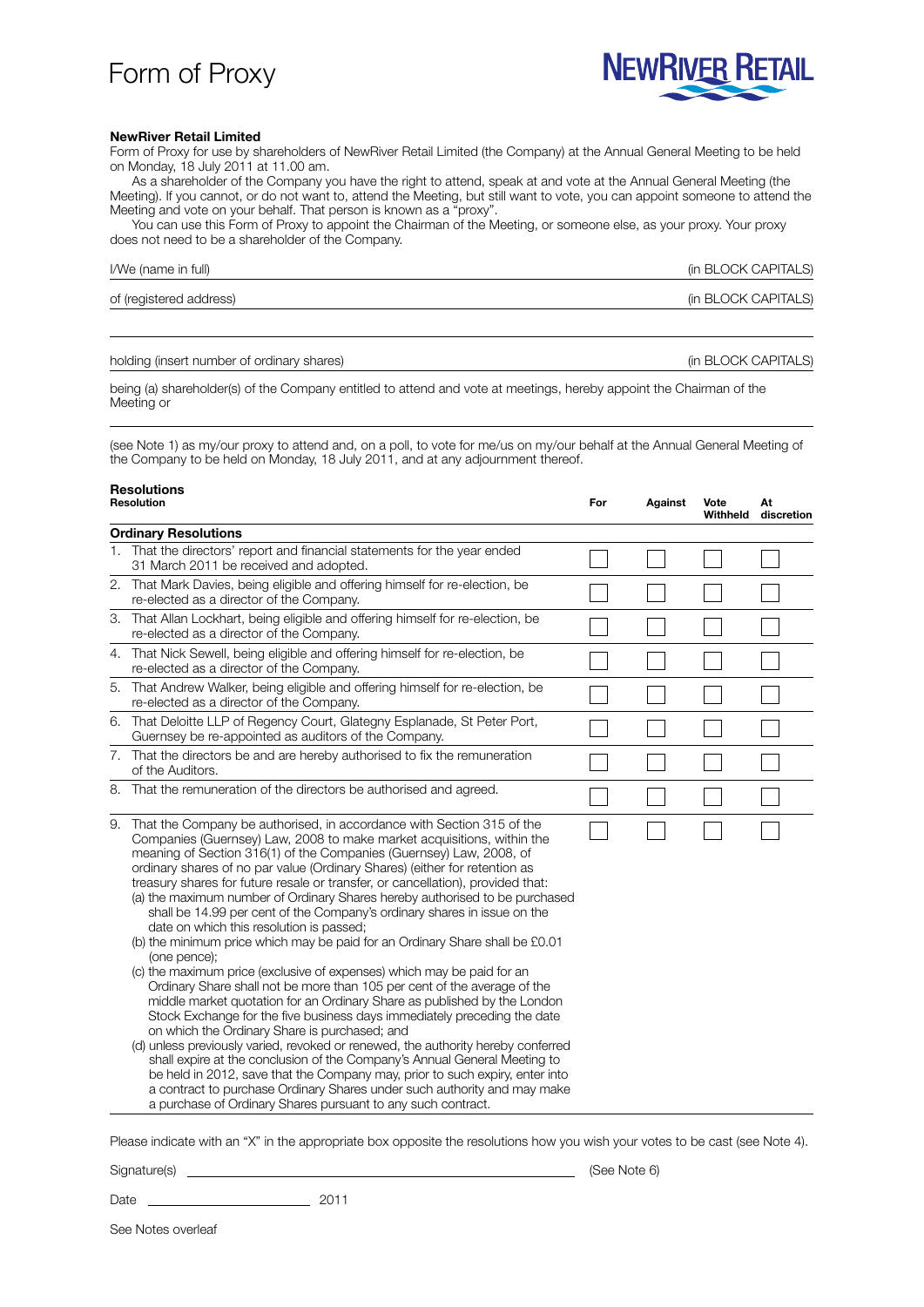# Form of Proxy

**NewRiver Retail Limited**

Form of Proxy for use by shareholders of NewRiver Retail Limited (the Company) at the Annual General Meeting to be held on Monday, 18 July 2011 at 11.00 am.

As a shareholder of the Company you have the right to attend, speak at and vote at the Annual General Meeting (the Meeting). If you cannot, or do not want to, attend the Meeting, but still want to vote, you can appoint someone to attend the Meeting and vote on your behalf. That person is known as a "proxy".

You can use this Form of Proxy to appoint the Chairman of the Meeting, or someone else, as your proxy. Your proxy does not need to be a shareholder of the Company.

I/We (name in full) ______________________________ (in BLOCK CAPITALS)

of (registered address) ______________________________ (in BLOCK CAPITALS)

______________________________

holding (insert number of ordinary shares) ______________________________ (in BLOCK CAPITALS)

being (a) shareholder(s) of the Company entitled to attend and vote at meetings, hereby appoint the Chairman of the Meeting or

______________________________

(see Note 1) as my/our proxy to attend and, on a poll, to vote for me/us on my/our behalf at the Annual General Meeting of the Company to be held on Monday, 18 July 2011, and at any adjournment thereof.

**Resolutions**

| Resolution | For | Against | Vote Withheld | At discretion |
|---|---|---|---|---|
| **Ordinary Resolutions** | | | | |
| 1. That the directors' report and financial statements for the year ended 31 March 2011 be received and adopted. | ☐ | ☐ | ☐ | ☐ |
| 2. That Mark Davies, being eligible and offering himself for re-election, be re-elected as a director of the Company. | ☐ | ☐ | ☐ | ☐ |
| 3. That Allan Lockhart, being eligible and offering himself for re-election, be re-elected as a director of the Company. | ☐ | ☐ | ☐ | ☐ |
| 4. That Nick Sewell, being eligible and offering himself for re-election, be re-elected as a director of the Company. | ☐ | ☐ | ☐ | ☐ |
| 5. That Andrew Walker, being eligible and offering himself for re-election, be re-elected as a director of the Company. | ☐ | ☐ | ☐ | ☐ |
| 6. That Deloitte LLP of Regency Court, Glategny Esplanade, St Peter Port, Guernsey be re-appointed as auditors of the Company. | ☐ | ☐ | ☐ | ☐ |
| 7. That the directors be and are hereby authorised to fix the remuneration of the Auditors. | ☐ | ☐ | ☐ | ☐ |
| 8. That the remuneration of the directors be authorised and agreed. | ☐ | ☐ | ☐ | ☐ |
| 9. That the Company be authorised, in accordance with Section 315 of the Companies (Guernsey) Law, 2008 to make market acquisitions, within the meaning of Section 316(1) of the Companies (Guernsey) Law, 2008, of ordinary shares of no par value (Ordinary Shares) (either for retention as treasury shares for future resale or transfer, or cancellation), provided that: (a) the maximum number of Ordinary Shares hereby authorised to be purchased shall be 14.99 per cent of the Company's ordinary shares in issue on the date on which this resolution is passed; (b) the minimum price which may be paid for an Ordinary Share shall be £0.01 (one pence); (c) the maximum price (exclusive of expenses) which may be paid for an Ordinary Share shall not be more than 105 per cent of the average of the middle market quotation for an Ordinary Share as published by the London Stock Exchange for the five business days immediately preceding the date on which the Ordinary Share is purchased; and (d) unless previously varied, revoked or renewed, the authority hereby conferred shall expire at the conclusion of the Company's Annual General Meeting to be held in 2012, save that the Company may, prior to such expiry, enter into a contract to purchase Ordinary Shares under such authority and may make a purchase of Ordinary Shares pursuant to any such contract. | ☐ | ☐ | ☐ | ☐ |

Please indicate with an "X" in the appropriate box opposite the resolutions how you wish your votes to be cast (see Note 4).

Signature(s) ______________________________ (See Note 6)

Date ______________ 2011

See Notes overleaf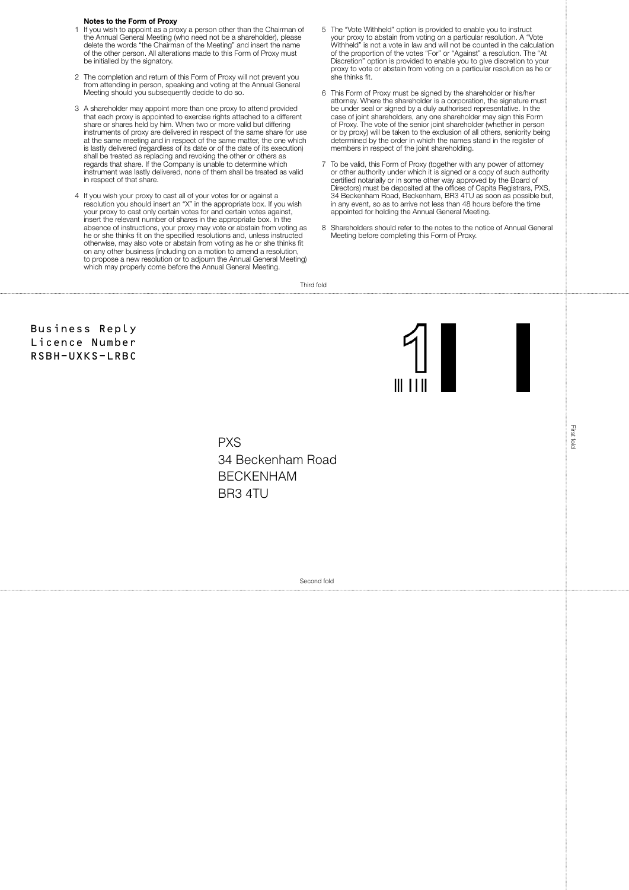**Notes to the Form of Proxy**

1. If you wish to appoint as a proxy a person other than the Chairman of the Annual General Meeting (who need not be a shareholder), please delete the words "the Chairman of the Meeting" and insert the name of the other person. All alterations made to this Form of Proxy must be initialled by the signatory.
2. The completion and return of this Form of Proxy will not prevent you from attending in person, speaking and voting at the Annual General Meeting should you subsequently decide to do so.
3. A shareholder may appoint more than one proxy to attend provided that each proxy is appointed to exercise rights attached to a different share or shares held by him. When two or more valid but differing instruments of proxy are delivered in respect of the same share for use at the same meeting and in respect of the same matter, the one which is lastly delivered (regardless of its date or of the date of its execution) shall be treated as replacing and revoking the other or others as regards that share. If the Company is unable to determine which instrument was lastly delivered, none of them shall be treated as valid in respect of that share.
4. If you wish your proxy to cast all of your votes for or against a resolution you should insert an "X" in the appropriate box. If you wish your proxy to cast only certain votes for and certain votes against, insert the relevant number of shares in the appropriate box. In the absence of instructions, your proxy may vote or abstain from voting as he or she thinks fit on the specified resolutions and, unless instructed otherwise, may also vote or abstain from voting as he or she thinks fit on any other business (including on a motion to amend a resolution, to propose a new resolution or to adjourn the Annual General Meeting) which may properly come before the Annual General Meeting.
5. The "Vote Withheld" option is provided to enable you to instruct your proxy to abstain from voting on a particular resolution. A "Vote Withheld" is not a vote in law and will not be counted in the calculation of the proportion of the votes "For" or "Against" a resolution. The "At Discretion" option is provided to enable you to give discretion to your proxy to vote or abstain from voting on a particular resolution as he or she thinks fit.
6. This Form of Proxy must be signed by the shareholder or his/her attorney. Where the shareholder is a corporation, the signature must be under seal or signed by a duly authorised representative. In the case of joint shareholders, any one shareholder may sign this Form of Proxy. The vote of the senior joint shareholder (whether in person or by proxy) will be taken to the exclusion of all others, seniority being determined by the order in which the names stand in the register of members in respect of the joint shareholding.
7. To be valid, this Form of Proxy (together with any power of attorney or other authority under which it is signed or a copy of such authority certified notarially or in some other way approved by the Board of Directors) must be deposited at the offices of Capita Registrars, PXS, 34 Beckenham Road, Beckenham, BR3 4TU as soon as possible but, in any event, so as to arrive not less than 48 hours before the time appointed for holding the Annual General Meeting.
8. Shareholders should refer to the notes to the notice of Annual General Meeting before completing this Form of Proxy.

Third fold

Business Reply
Licence Number
RSBH-UXKS-LRBC

1

PXS
34 Beckenham Road
BECKENHAM
BR3 4TU

First fold

Second fold